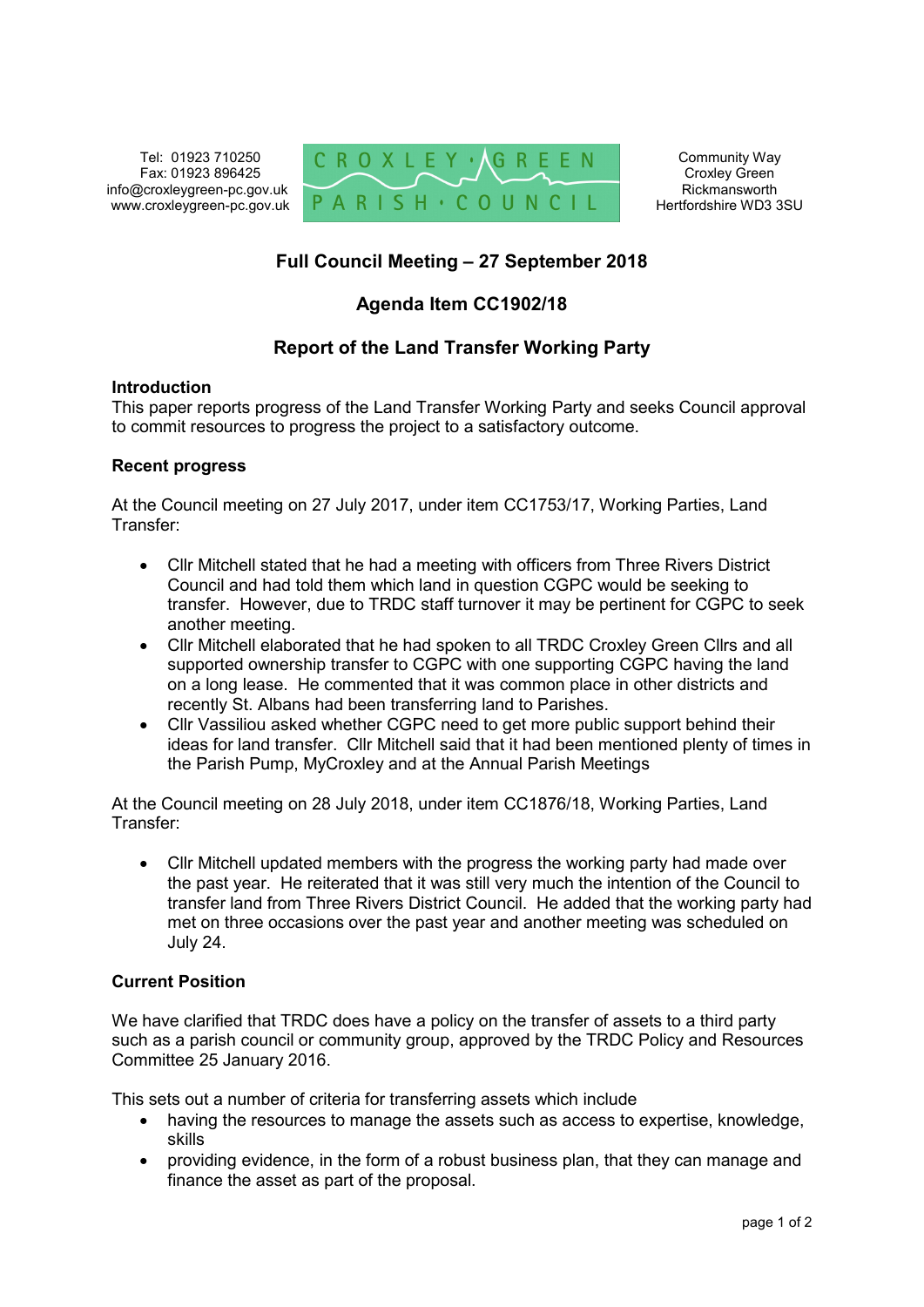Tel: 01923 710250
Fax: 01923 896425
info@croxleygreen-pc.gov.uk
www.croxleygreen-pc.gov.uk

CROXLEY · GREEN PARISH · COUNCIL

Community Way
Croxley Green
Rickmansworth
Hertfordshire WD3 3SU

## Full Council Meeting – 27 September 2018

## Agenda Item CC1902/18

## Report of the Land Transfer Working Party

### Introduction

This paper reports progress of the Land Transfer Working Party and seeks Council approval to commit resources to progress the project to a satisfactory outcome.

### Recent progress

At the Council meeting on 27 July 2017, under item CC1753/17, Working Parties, Land Transfer:

- Cllr Mitchell stated that he had a meeting with officers from Three Rivers District Council and had told them which land in question CGPC would be seeking to transfer. However, due to TRDC staff turnover it may be pertinent for CGPC to seek another meeting.
- Cllr Mitchell elaborated that he had spoken to all TRDC Croxley Green Cllrs and all supported ownership transfer to CGPC with one supporting CGPC having the land on a long lease. He commented that it was common place in other districts and recently St. Albans had been transferring land to Parishes.
- Cllr Vassiliou asked whether CGPC need to get more public support behind their ideas for land transfer. Cllr Mitchell said that it had been mentioned plenty of times in the Parish Pump, MyCroxley and at the Annual Parish Meetings

At the Council meeting on 28 July 2018, under item CC1876/18, Working Parties, Land Transfer:

- Cllr Mitchell updated members with the progress the working party had made over the past year. He reiterated that it was still very much the intention of the Council to transfer land from Three Rivers District Council. He added that the working party had met on three occasions over the past year and another meeting was scheduled on July 24.

### Current Position

We have clarified that TRDC does have a policy on the transfer of assets to a third party such as a parish council or community group, approved by the TRDC Policy and Resources Committee 25 January 2016.

This sets out a number of criteria for transferring assets which include

- having the resources to manage the assets such as access to expertise, knowledge, skills
- providing evidence, in the form of a robust business plan, that they can manage and finance the asset as part of the proposal.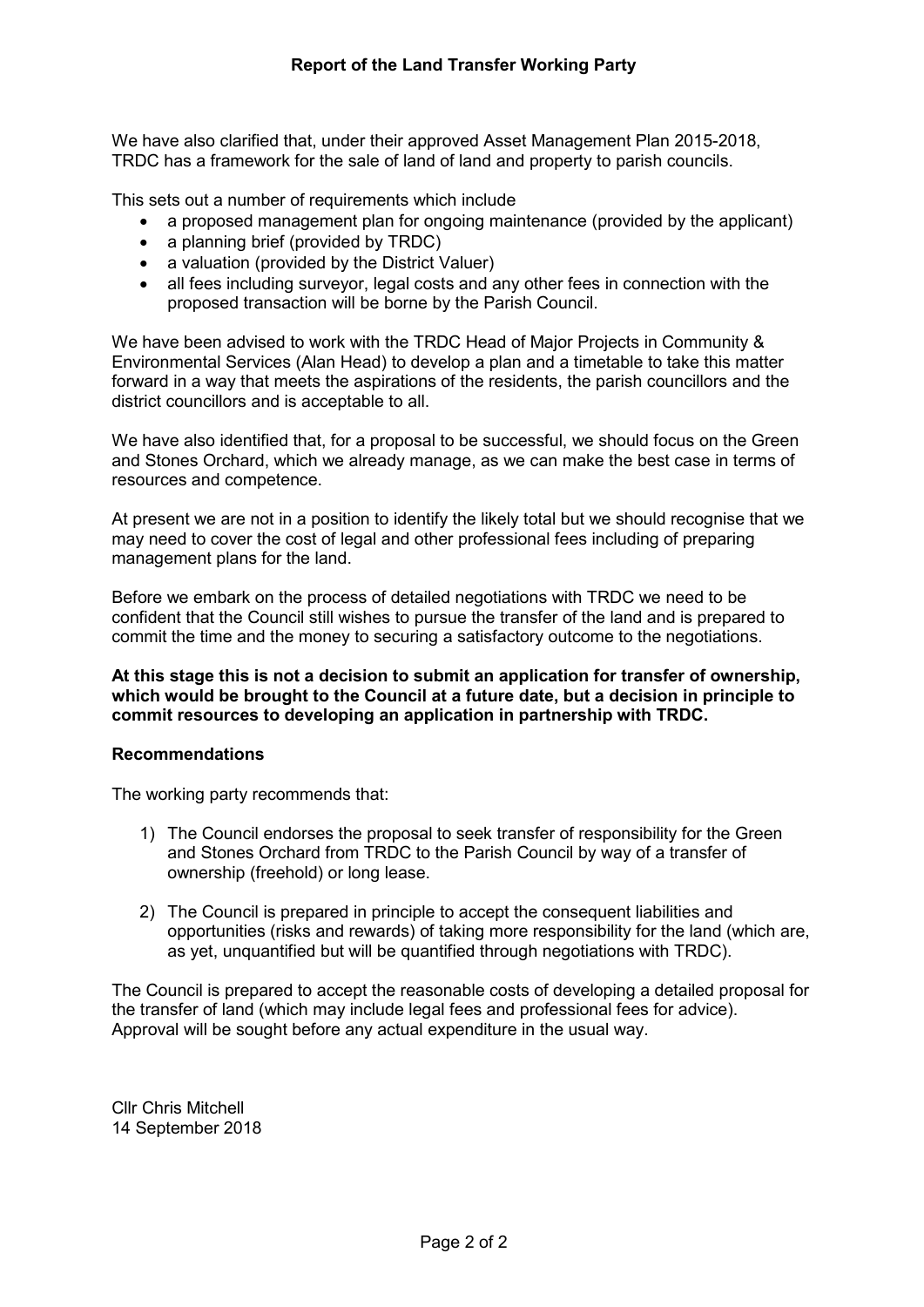## Report of the Land Transfer Working Party

We have also clarified that, under their approved Asset Management Plan 2015-2018, TRDC has a framework for the sale of land of land and property to parish councils.

This sets out a number of requirements which include

- a proposed management plan for ongoing maintenance (provided by the applicant)
- a planning brief (provided by TRDC)
- a valuation (provided by the District Valuer)
- all fees including surveyor, legal costs and any other fees in connection with the proposed transaction will be borne by the Parish Council.

We have been advised to work with the TRDC Head of Major Projects in Community & Environmental Services (Alan Head) to develop a plan and a timetable to take this matter forward in a way that meets the aspirations of the residents, the parish councillors and the district councillors and is acceptable to all.

We have also identified that, for a proposal to be successful, we should focus on the Green and Stones Orchard, which we already manage, as we can make the best case in terms of resources and competence.

At present we are not in a position to identify the likely total but we should recognise that we may need to cover the cost of legal and other professional fees including of preparing management plans for the land.

Before we embark on the process of detailed negotiations with TRDC we need to be confident that the Council still wishes to pursue the transfer of the land and is prepared to commit the time and the money to securing a satisfactory outcome to the negotiations.

**At this stage this is not a decision to submit an application for transfer of ownership, which would be brought to the Council at a future date, but a decision in principle to commit resources to developing an application in partnership with TRDC.**

### Recommendations

The working party recommends that:

1) The Council endorses the proposal to seek transfer of responsibility for the Green and Stones Orchard from TRDC to the Parish Council by way of a transfer of ownership (freehold) or long lease.

2) The Council is prepared in principle to accept the consequent liabilities and opportunities (risks and rewards) of taking more responsibility for the land (which are, as yet, unquantified but will be quantified through negotiations with TRDC).

The Council is prepared to accept the reasonable costs of developing a detailed proposal for the transfer of land (which may include legal fees and professional fees for advice). Approval will be sought before any actual expenditure in the usual way.

Cllr Chris Mitchell
14 September 2018